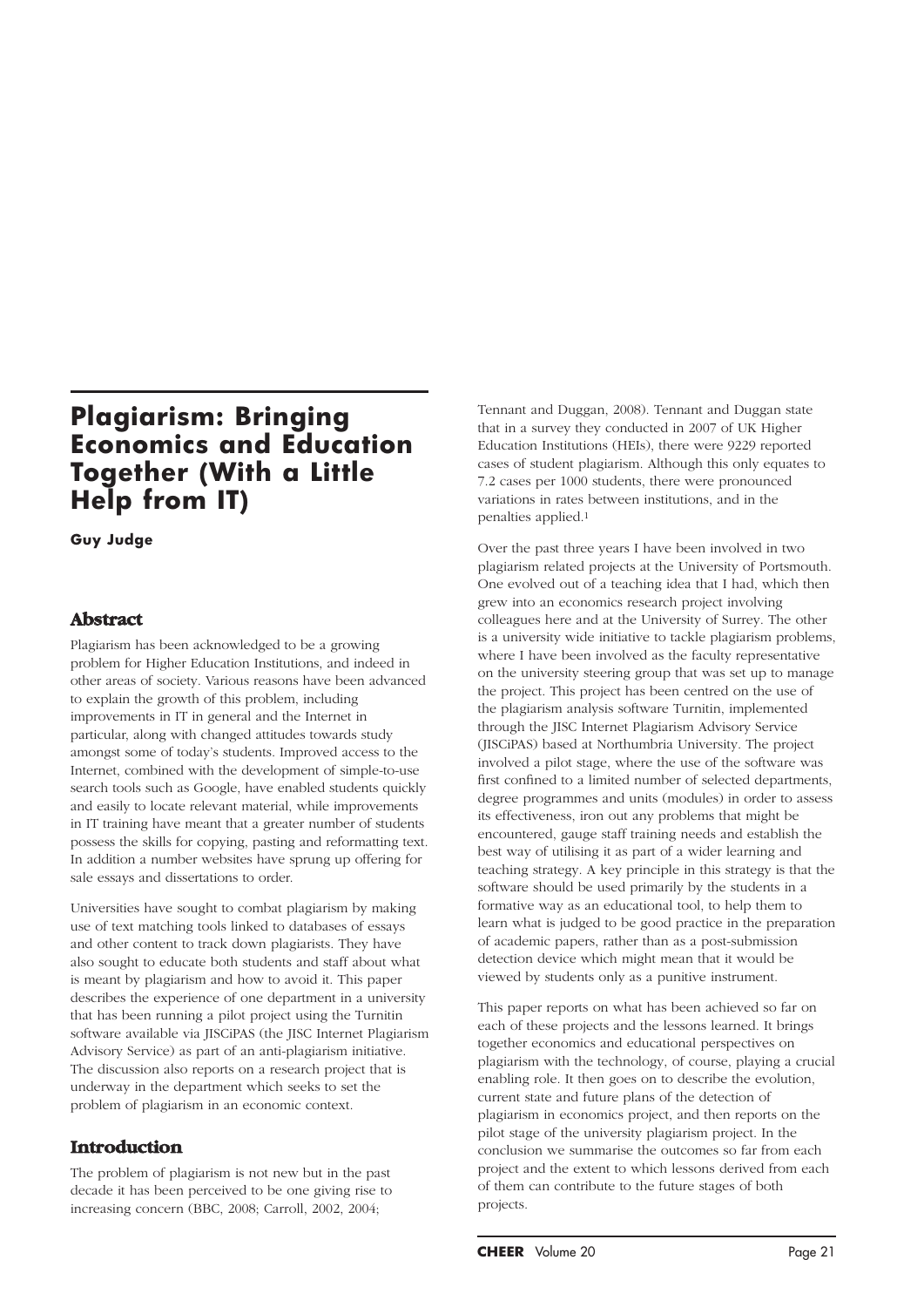# Plagiarism: Bringing Economics and Education Together (With a Little Help from IT)

**Guy Judge**

## Abstract

Plagiarism has been acknowledged to be a growing problem for Higher Education Institutions, and indeed in other areas of society. Various reasons have been advanced to explain the growth of this problem, including improvements in IT in general and the Internet in particular, along with changed attitudes towards study amongst some of today's students. Improved access to the Internet, combined with the development of simple-to-use search tools such as Google, have enabled students quickly and easily to locate relevant material, while improvements in IT training have meant that a greater number of students possess the skills for copying, pasting and reformatting text. In addition a number websites have sprung up offering for sale essays and dissertations to order.

Universities have sought to combat plagiarism by making use of text matching tools linked to databases of essays and other content to track down plagiarists. They have also sought to educate both students and staff about what is meant by plagiarism and how to avoid it. This paper describes the experience of one department in a university that has been running a pilot project using the Turnitin software available via JISCiPAS (the JISC Internet Plagiarism Advisory Service) as part of an anti-plagiarism initiative. The discussion also reports on a research project that is underway in the department which seeks to set the problem of plagiarism in an economic context.

## Introduction

The problem of plagiarism is not new but in the past decade it has been perceived to be one giving rise to increasing concern (BBC, 2008; Carroll, 2002, 2004; Tennant and Duggan, 2008). Tennant and Duggan state that in a survey they conducted in 2007 of UK Higher Education Institutions (HEIs), there were 9229 reported cases of student plagiarism. Although this only equates to 7.2 cases per 1000 students, there were pronounced variations in rates between institutions, and in the penalties applied.[1]

Over the past three years I have been involved in two plagiarism related projects at the University of Portsmouth. One evolved out of a teaching idea that I had, which then grew into an economics research project involving colleagues here and at the University of Surrey. The other is a university wide initiative to tackle plagiarism problems, where I have been involved as the faculty representative on the university steering group that was set up to manage the project. This project has been centred on the use of the plagiarism analysis software Turnitin, implemented through the JISC Internet Plagiarism Advisory Service (JISCiPAS) based at Northumbria University. The project involved a pilot stage, where the use of the software was first confined to a limited number of selected departments, degree programmes and units (modules) in order to assess its effectiveness, iron out any problems that might be encountered, gauge staff training needs and establish the best way of utilising it as part of a wider learning and teaching strategy. A key principle in this strategy is that the software should be used primarily by the students in a formative way as an educational tool, to help them to learn what is judged to be good practice in the preparation of academic papers, rather than as a post-submission detection device which might mean that it would be viewed by students only as a punitive instrument.

This paper reports on what has been achieved so far on each of these projects and the lessons learned. It brings together economics and educational perspectives on plagiarism with the technology, of course, playing a crucial enabling role. It then goes on to describe the evolution, current state and future plans of the detection of plagiarism in economics project, and then reports on the pilot stage of the university plagiarism project. In the conclusion we summarise the outcomes so far from each project and the extent to which lessons derived from each of them can contribute to the future stages of both projects.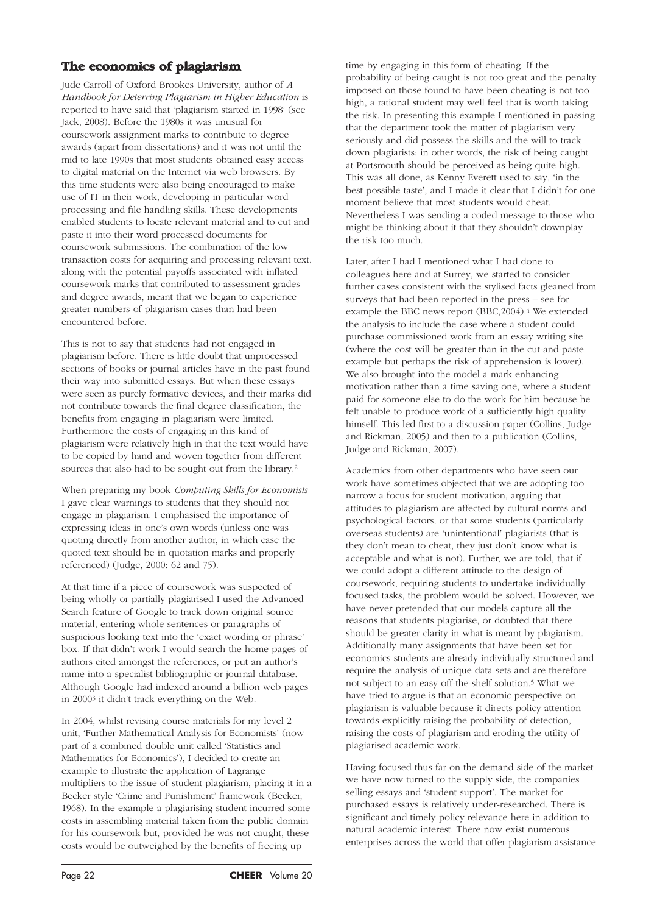## The economics of plagiarism

Jude Carroll of Oxford Brookes University, author of *A Handbook for Deterring Plagiarism in Higher Education* is reported to have said that 'plagiarism started in 1998' (see Jack, 2008). Before the 1980s it was unusual for coursework assignment marks to contribute to degree awards (apart from dissertations) and it was not until the mid to late 1990s that most students obtained easy access to digital material on the Internet via web browsers. By this time students were also being encouraged to make use of IT in their work, developing in particular word processing and file handling skills. These developments enabled students to locate relevant material and to cut and paste it into their word processed documents for coursework submissions. The combination of the low transaction costs for acquiring and processing relevant text, along with the potential payoffs associated with inflated coursework marks that contributed to assessment grades and degree awards, meant that we began to experience greater numbers of plagiarism cases than had been encountered before.

This is not to say that students had not engaged in plagiarism before. There is little doubt that unprocessed sections of books or journal articles have in the past found their way into submitted essays. But when these essays were seen as purely formative devices, and their marks did not contribute towards the final degree classification, the benefits from engaging in plagiarism were limited. Furthermore the costs of engaging in this kind of plagiarism were relatively high in that the text would have to be copied by hand and woven together from different sources that also had to be sought out from the library.[2]

When preparing my book *Computing Skills for Economists* I gave clear warnings to students that they should not engage in plagiarism. I emphasised the importance of expressing ideas in one's own words (unless one was quoting directly from another author, in which case the quoted text should be in quotation marks and properly referenced) (Judge, 2000: 62 and 75).

At that time if a piece of coursework was suspected of being wholly or partially plagiarised I used the Advanced Search feature of Google to track down original source material, entering whole sentences or paragraphs of suspicious looking text into the 'exact wording or phrase' box. If that didn't work I would search the home pages of authors cited amongst the references, or put an author's name into a specialist bibliographic or journal database. Although Google had indexed around a billion web pages in 2000[3] it didn't track everything on the Web.

In 2004, whilst revising course materials for my level 2 unit, 'Further Mathematical Analysis for Economists' (now part of a combined double unit called 'Statistics and Mathematics for Economics'), I decided to create an example to illustrate the application of Lagrange multipliers to the issue of student plagiarism, placing it in a Becker style 'Crime and Punishment' framework (Becker, 1968). In the example a plagiarising student incurred some costs in assembling material taken from the public domain for his coursework but, provided he was not caught, these costs would be outweighed by the benefits of freeing up time by engaging in this form of cheating. If the probability of being caught is not too great and the penalty imposed on those found to have been cheating is not too high, a rational student may well feel that is worth taking the risk. In presenting this example I mentioned in passing that the department took the matter of plagiarism very seriously and did possess the skills and the will to track down plagiarists: in other words, the risk of being caught at Portsmouth should be perceived as being quite high. This was all done, as Kenny Everett used to say, 'in the best possible taste', and I made it clear that I didn't for one moment believe that most students would cheat. Nevertheless I was sending a coded message to those who might be thinking about it that they shouldn't downplay the risk too much.

Later, after I had I mentioned what I had done to colleagues here and at Surrey, we started to consider further cases consistent with the stylised facts gleaned from surveys that had been reported in the press – see for example the BBC news report (BBC,2004).[4] We extended the analysis to include the case where a student could purchase commissioned work from an essay writing site (where the cost will be greater than in the cut-and-paste example but perhaps the risk of apprehension is lower). We also brought into the model a mark enhancing motivation rather than a time saving one, where a student paid for someone else to do the work for him because he felt unable to produce work of a sufficiently high quality himself. This led first to a discussion paper (Collins, Judge and Rickman, 2005) and then to a publication (Collins, Judge and Rickman, 2007).

Academics from other departments who have seen our work have sometimes objected that we are adopting too narrow a focus for student motivation, arguing that attitudes to plagiarism are affected by cultural norms and psychological factors, or that some students (particularly overseas students) are 'unintentional' plagiarists (that is they don't mean to cheat, they just don't know what is acceptable and what is not). Further, we are told, that if we could adopt a different attitude to the design of coursework, requiring students to undertake individually focused tasks, the problem would be solved. However, we have never pretended that our models capture all the reasons that students plagiarise, or doubted that there should be greater clarity in what is meant by plagiarism. Additionally many assignments that have been set for economics students are already individually structured and require the analysis of unique data sets and are therefore not subject to an easy off-the-shelf solution.[5] What we have tried to argue is that an economic perspective on plagiarism is valuable because it directs policy attention towards explicitly raising the probability of detection, raising the costs of plagiarism and eroding the utility of plagiarised academic work.

Having focused thus far on the demand side of the market we have now turned to the supply side, the companies selling essays and 'student support'. The market for purchased essays is relatively under-researched. There is significant and timely policy relevance here in addition to natural academic interest. There now exist numerous enterprises across the world that offer plagiarism assistance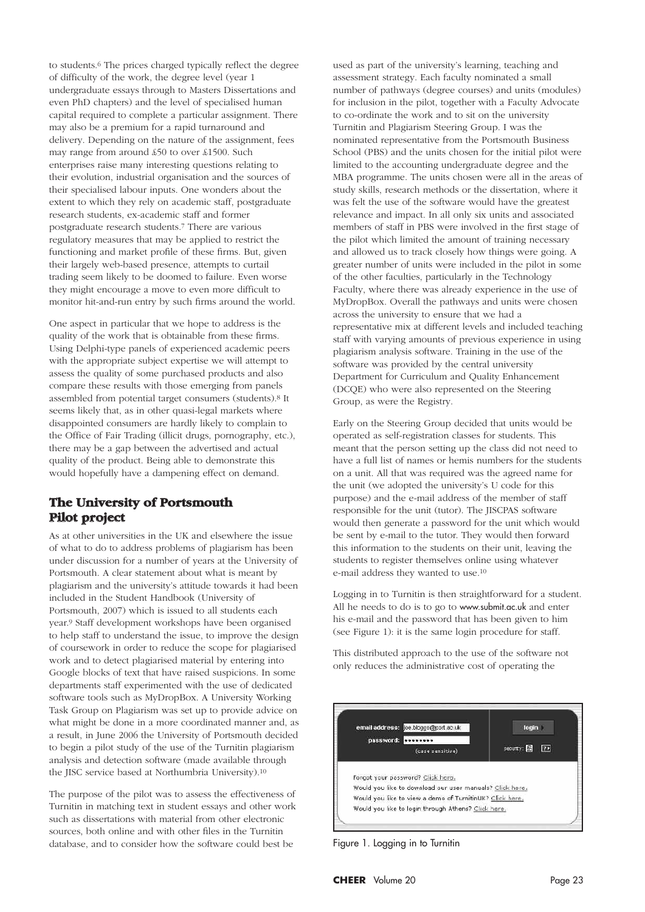to students.[6] The prices charged typically reflect the degree of difficulty of the work, the degree level (year 1 undergraduate essays through to Masters Dissertations and even PhD chapters) and the level of specialised human capital required to complete a particular assignment. There may also be a premium for a rapid turnaround and delivery. Depending on the nature of the assignment, fees may range from around £50 to over £1500. Such enterprises raise many interesting questions relating to their evolution, industrial organisation and the sources of their specialised labour inputs. One wonders about the extent to which they rely on academic staff, postgraduate research students, ex-academic staff and former postgraduate research students.[7] There are various regulatory measures that may be applied to restrict the functioning and market profile of these firms. But, given their largely web-based presence, attempts to curtail trading seem likely to be doomed to failure. Even worse they might encourage a move to even more difficult to monitor hit-and-run entry by such firms around the world.

One aspect in particular that we hope to address is the quality of the work that is obtainable from these firms. Using Delphi-type panels of experienced academic peers with the appropriate subject expertise we will attempt to assess the quality of some purchased products and also compare these results with those emerging from panels assembled from potential target consumers (students).[8] It seems likely that, as in other quasi-legal markets where disappointed consumers are hardly likely to complain to the Office of Fair Trading (illicit drugs, pornography, etc.), there may be a gap between the advertised and actual quality of the product. Being able to demonstrate this would hopefully have a dampening effect on demand.

## The University of Portsmouth Pilot project

As at other universities in the UK and elsewhere the issue of what to do to address problems of plagiarism has been under discussion for a number of years at the University of Portsmouth. A clear statement about what is meant by plagiarism and the university's attitude towards it had been included in the Student Handbook (University of Portsmouth, 2007) which is issued to all students each year.[9] Staff development workshops have been organised to help staff to understand the issue, to improve the design of coursework in order to reduce the scope for plagiarised work and to detect plagiarised material by entering into Google blocks of text that have raised suspicions. In some departments staff experimented with the use of dedicated software tools such as MyDropBox. A University Working Task Group on Plagiarism was set up to provide advice on what might be done in a more coordinated manner and, as a result, in June 2006 the University of Portsmouth decided to begin a pilot study of the use of the Turnitin plagiarism analysis and detection software (made available through the JISC service based at Northumbria University).[10]

The purpose of the pilot was to assess the effectiveness of Turnitin in matching text in student essays and other work such as dissertations with material from other electronic sources, both online and with other files in the Turnitin database, and to consider how the software could best be used as part of the university's learning, teaching and assessment strategy. Each faculty nominated a small number of pathways (degree courses) and units (modules) for inclusion in the pilot, together with a Faculty Advocate to co-ordinate the work and to sit on the university Turnitin and Plagiarism Steering Group. I was the nominated representative from the Portsmouth Business School (PBS) and the units chosen for the initial pilot were limited to the accounting undergraduate degree and the MBA programme. The units chosen were all in the areas of study skills, research methods or the dissertation, where it was felt the use of the software would have the greatest relevance and impact. In all only six units and associated members of staff in PBS were involved in the first stage of the pilot which limited the amount of training necessary and allowed us to track closely how things were going. A greater number of units were included in the pilot in some of the other faculties, particularly in the Technology Faculty, where there was already experience in the use of MyDropBox. Overall the pathways and units were chosen across the university to ensure that we had a representative mix at different levels and included teaching staff with varying amounts of previous experience in using plagiarism analysis software. Training in the use of the software was provided by the central university Department for Curriculum and Quality Enhancement (DCQE) who were also represented on the Steering Group, as were the Registry.

Early on the Steering Group decided that units would be operated as self-registration classes for students. This meant that the person setting up the class did not need to have a full list of names or hemis numbers for the students on a unit. All that was required was the agreed name for the unit (we adopted the university's U code for this purpose) and the e-mail address of the member of staff responsible for the unit (tutor). The JISCPAS software would then generate a password for the unit which would be sent by e-mail to the tutor. They would then forward this information to the students on their unit, leaving the students to register themselves online using whatever e-mail address they wanted to use.[10]

Logging in to Turnitin is then straightforward for a student. All he needs to do is to go to www.submit.ac.uk and enter his e-mail and the password that has been given to him (see Figure 1): it is the same login procedure for staff.

This distributed approach to the use of the software not only reduces the administrative cost of operating the

Figure 1. Logging in to Turnitin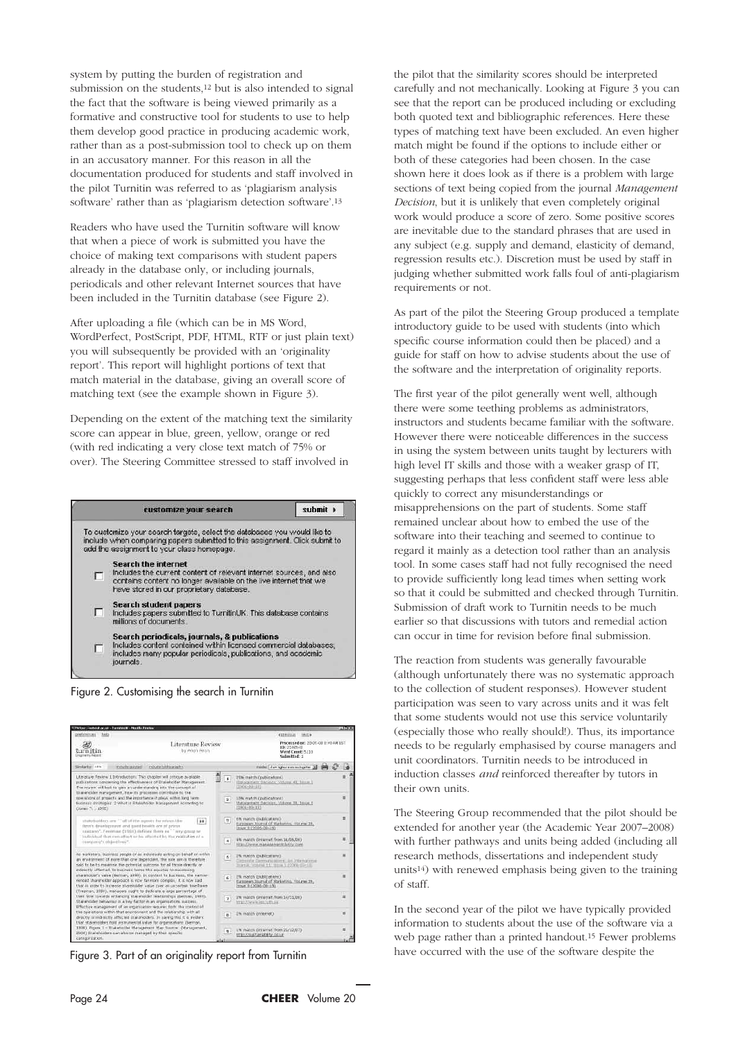system by putting the burden of registration and submission on the students,[12] but is also intended to signal the fact that the software is being viewed primarily as a formative and constructive tool for students to use to help them develop good practice in producing academic work, rather than as a post-submission tool to check up on them in an accusatory manner. For this reason in all the documentation produced for students and staff involved in the pilot Turnitin was referred to as 'plagiarism analysis software' rather than as 'plagiarism detection software'.[13]

Readers who have used the Turnitin software will know that when a piece of work is submitted you have the choice of making text comparisons with student papers already in the database only, or including journals, periodicals and other relevant Internet sources that have been included in the Turnitin database (see Figure 2).

After uploading a file (which can be in MS Word, WordPerfect, PostScript, PDF, HTML, RTF or just plain text) you will subsequently be provided with an 'originality report'. This report will highlight portions of text that match material in the database, giving an overall score of matching text (see the example shown in Figure 3).

Depending on the extent of the matching text the similarity score can appear in blue, green, yellow, orange or red (with red indicating a very close text match of 75% or over). The Steering Committee stressed to staff involved in the pilot that the similarity scores should be interpreted carefully and not mechanically. Looking at Figure 3 you can see that the report can be produced including or excluding both quoted text and bibliographic references. Here these types of matching text have been excluded. An even higher match might be found if the options to include either or both of these categories had been chosen. In the case shown here it does look as if there is a problem with large sections of text being copied from the journal *Management Decision*, but it is unlikely that even completely original work would produce a score of zero. Some positive scores are inevitable due to the standard phrases that are used in any subject (e.g. supply and demand, elasticity of demand, regression results etc.). Discretion must be used by staff in judging whether submitted work falls foul of anti-plagiarism requirements or not.

Figure 2. Customising the search in Turnitin

Figure 3. Part of an originality report from Turnitin

As part of the pilot the Steering Group produced a template introductory guide to be used with students (into which specific course information could then be placed) and a guide for staff on how to advise students about the use of the software and the interpretation of originality reports.

The first year of the pilot generally went well, although there were some teething problems as administrators, instructors and students became familiar with the software. However there were noticeable differences in the success in using the system between units taught by lecturers with high level IT skills and those with a weaker grasp of IT, suggesting perhaps that less confident staff were less able quickly to correct any misunderstandings or misapprehensions on the part of students. Some staff remained unclear about how to embed the use of the software into their teaching and seemed to continue to regard it mainly as a detection tool rather than an analysis tool. In some cases staff had not fully recognised the need to provide sufficiently long lead times when setting work so that it could be submitted and checked through Turnitin. Submission of draft work to Turnitin needs to be much earlier so that discussions with tutors and remedial action can occur in time for revision before final submission.

The reaction from students was generally favourable (although unfortunately there was no systematic approach to the collection of student responses). However student participation was seen to vary across units and it was felt that some students would not use this service voluntarily (especially those who really should!). Thus, its importance needs to be regularly emphasised by course managers and unit coordinators. Turnitin needs to be introduced in induction classes *and* reinforced thereafter by tutors in their own units.

The Steering Group recommended that the pilot should be extended for another year (the Academic Year 2007–2008) with further pathways and units being added (including all research methods, dissertations and independent study units[14]) with renewed emphasis being given to the training of staff.

In the second year of the pilot we have typically provided information to students about the use of the software via a web page rather than a printed handout.[15] Fewer problems have occurred with the use of the software despite the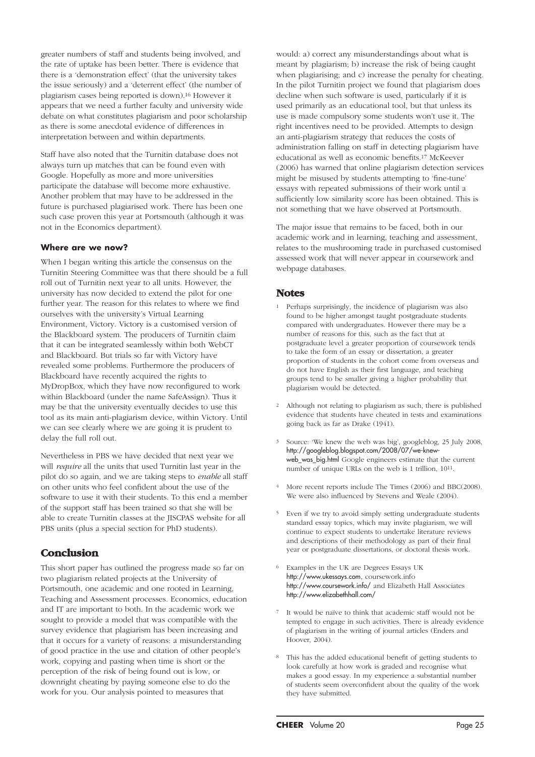greater numbers of staff and students being involved, and the rate of uptake has been better. There is evidence that there is a 'demonstration effect' (that the university takes the issue seriously) and a 'deterrent effect' (the number of plagiarism cases being reported is down).[16] However it appears that we need a further faculty and university wide debate on what constitutes plagiarism and poor scholarship as there is some anecdotal evidence of differences in interpretation between and within departments.

Staff have also noted that the Turnitin database does not always turn up matches that can be found even with Google. Hopefully as more and more universities participate the database will become more exhaustive. Another problem that may have to be addressed in the future is purchased plagiarised work. There has been one such case proven this year at Portsmouth (although it was not in the Economics department).

### Where are we now?

When I began writing this article the consensus on the Turnitin Steering Committee was that there should be a full roll out of Turnitin next year to all units. However, the university has now decided to extend the pilot for one further year. The reason for this relates to where we find ourselves with the university's Virtual Learning Environment, Victory. Victory is a customised version of the Blackboard system. The producers of Turnitin claim that it can be integrated seamlessly within both WebCT and Blackboard. But trials so far with Victory have revealed some problems. Furthermore the producers of Blackboard have recently acquired the rights to MyDropBox, which they have now reconfigured to work within Blackboard (under the name SafeAssign). Thus it may be that the university eventually decides to use this tool as its main anti-plagiarism device, within Victory. Until we can see clearly where we are going it is prudent to delay the full roll out.

Nevertheless in PBS we have decided that next year we will *require* all the units that used Turnitin last year in the pilot do so again, and we are taking steps to *enable* all staff on other units who feel confident about the use of the software to use it with their students. To this end a member of the support staff has been trained so that she will be able to create Turnitin classes at the JISCPAS website for all PBS units (plus a special section for PhD students).

## Conclusion

This short paper has outlined the progress made so far on two plagiarism related projects at the University of Portsmouth, one academic and one rooted in Learning, Teaching and Assessment processes. Economics, education and IT are important to both. In the academic work we sought to provide a model that was compatible with the survey evidence that plagiarism has been increasing and that it occurs for a variety of reasons: a misunderstanding of good practice in the use and citation of other people's work, copying and pasting when time is short or the perception of the risk of being found out is low, or downright cheating by paying someone else to do the work for you. Our analysis pointed to measures that would: a) correct any misunderstandings about what is meant by plagiarism; b) increase the risk of being caught when plagiarising; and c) increase the penalty for cheating. In the pilot Turnitin project we found that plagiarism does decline when such software is used, particularly if it is used primarily as an educational tool, but that unless its use is made compulsory some students won't use it. The right incentives need to be provided. Attempts to design an anti-plagiarism strategy that reduces the costs of administration falling on staff in detecting plagiarism have educational as well as economic benefits.[17] McKeever (2006) has warned that online plagiarism detection services might be misused by students attempting to 'fine-tune' essays with repeated submissions of their work until a sufficiently low similarity score has been obtained. This is not something that we have observed at Portsmouth.

The major issue that remains to be faced, both in our academic work and in learning, teaching and assessment, relates to the mushrooming trade in purchased customised assessed work that will never appear in coursework and webpage databases.

## Notes

1. Perhaps surprisingly, the incidence of plagiarism was also found to be higher amongst taught postgraduate students compared with undergraduates. However there may be a number of reasons for this, such as the fact that at postgraduate level a greater proportion of coursework tends to take the form of an essay or dissertation, a greater proportion of students in the cohort come from overseas and do not have English as their first language, and teaching groups tend to be smaller giving a higher probability that plagiarism would be detected.
2. Although not relating to plagiarism as such, there is published evidence that students have cheated in tests and examinations going back as far as Drake (1941).
3. Source: 'We knew the web was big', googleblog, 25 July 2008, http://googleblog.blogspot.com/2008/07/we-knew-web_was_big.html Google engineers estimate that the current number of unique URLs on the web is 1 trillion, $10^{11}$.
4. More recent reports include The Times (2006) and BBC(2008). We were also influenced by Stevens and Weale (2004).
5. Even if we try to avoid simply setting undergraduate students standard essay topics, which may invite plagiarism, we will continue to expect students to undertake literature reviews and descriptions of their methodology as part of their final year or postgraduate dissertations, or doctoral thesis work.
6. Examples in the UK are Degrees Essays UK http://www.ukessays.com, coursework.info http://www.coursework.info/ and Elizabeth Hall Associates http://www.elizabethhall.com/
7. It would be naïve to think that academic staff would not be tempted to engage in such activities. There is already evidence of plagiarism in the writing of journal articles (Enders and Hoover, 2004).
8. This has the added educational benefit of getting students to look carefully at how work is graded and recognise what makes a good essay. In my experience a substantial number of students seem overconfident about the quality of the work they have submitted.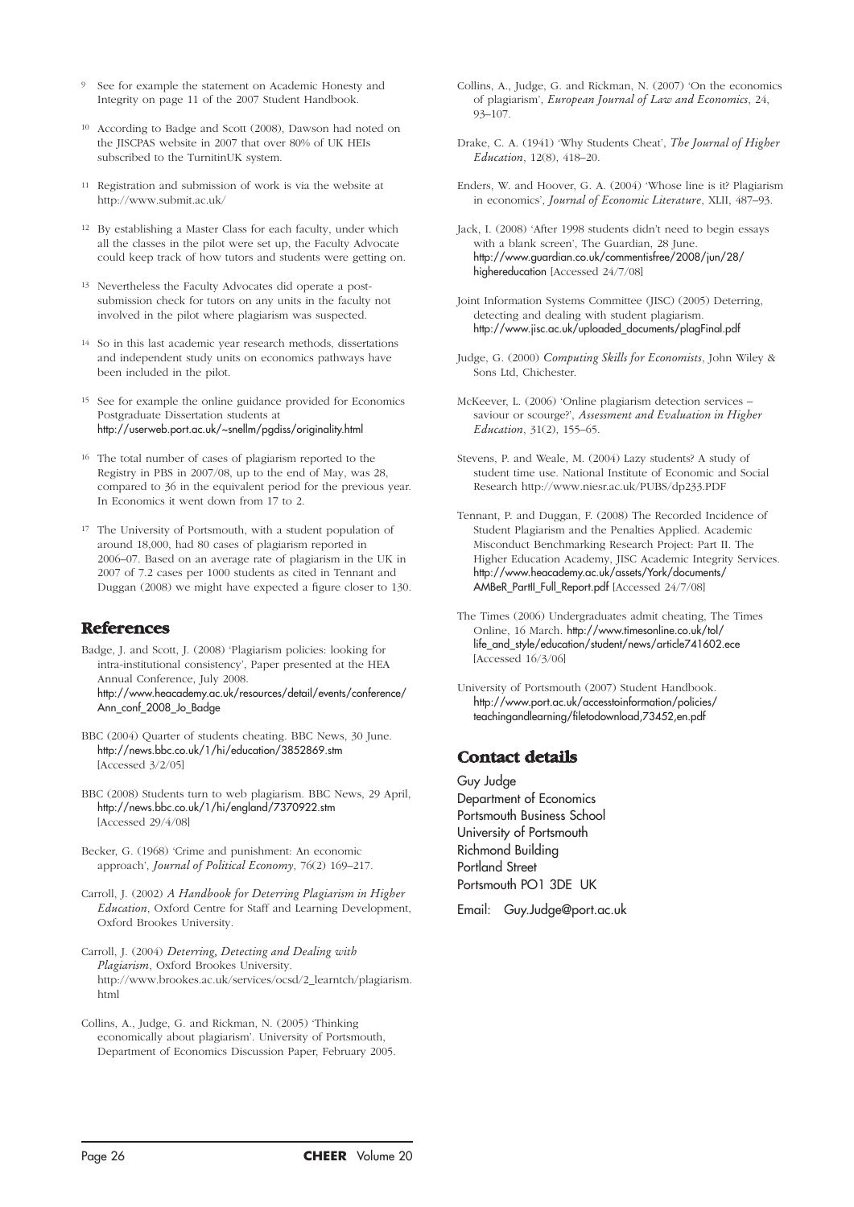9 See for example the statement on Academic Honesty and Integrity on page 11 of the 2007 Student Handbook.

10 According to Badge and Scott (2008), Dawson had noted on the JISCPAS website in 2007 that over 80% of UK HEIs subscribed to the TurnitinUK system.

11 Registration and submission of work is via the website at http://www.submit.ac.uk/

12 By establishing a Master Class for each faculty, under which all the classes in the pilot were set up, the Faculty Advocate could keep track of how tutors and students were getting on.

13 Nevertheless the Faculty Advocates did operate a post-submission check for tutors on any units in the faculty not involved in the pilot where plagiarism was suspected.

14 So in this last academic year research methods, dissertations and independent study units on economics pathways have been included in the pilot.

15 See for example the online guidance provided for Economics Postgraduate Dissertation students at http://userweb.port.ac.uk/~snellm/pgdiss/originality.html

16 The total number of cases of plagiarism reported to the Registry in PBS in 2007/08, up to the end of May, was 28, compared to 36 in the equivalent period for the previous year. In Economics it went down from 17 to 2.

17 The University of Portsmouth, with a student population of around 18,000, had 80 cases of plagiarism reported in 2006–07. Based on an average rate of plagiarism in the UK in 2007 of 7.2 cases per 1000 students as cited in Tennant and Duggan (2008) we might have expected a figure closer to 130.

## References

Badge, J. and Scott, J. (2008) 'Plagiarism policies: looking for intra-institutional consistency', Paper presented at the HEA Annual Conference, July 2008. http://www.heacademy.ac.uk/resources/detail/events/conference/Ann_conf_2008_Jo_Badge

BBC (2004) Quarter of students cheating. BBC News, 30 June. http://news.bbc.co.uk/1/hi/education/3852869.stm [Accessed 3/2/05]

BBC (2008) Students turn to web plagiarism. BBC News, 29 April, http://news.bbc.co.uk/1/hi/england/7370922.stm [Accessed 29/4/08]

Becker, G. (1968) 'Crime and punishment: An economic approach', *Journal of Political Economy*, 76(2) 169–217.

Carroll, J. (2002) *A Handbook for Deterring Plagiarism in Higher Education*, Oxford Centre for Staff and Learning Development, Oxford Brookes University.

Carroll, J. (2004) *Deterring, Detecting and Dealing with Plagiarism*, Oxford Brookes University. http://www.brookes.ac.uk/services/ocsd/2_learntch/plagiarism.html

Collins, A., Judge, G. and Rickman, N. (2005) 'Thinking economically about plagiarism'. University of Portsmouth, Department of Economics Discussion Paper, February 2005.

Collins, A., Judge, G. and Rickman, N. (2007) 'On the economics of plagiarism', *European Journal of Law and Economics*, 24, 93–107.

Drake, C. A. (1941) 'Why Students Cheat', *The Journal of Higher Education*, 12(8), 418–20.

Enders, W. and Hoover, G. A. (2004) 'Whose line is it? Plagiarism in economics', *Journal of Economic Literature*, XLII, 487–93.

Jack, I. (2008) 'After 1998 students didn't need to begin essays with a blank screen', The Guardian, 28 June. http://www.guardian.co.uk/commentisfree/2008/jun/28/highereducation [Accessed 24/7/08]

Joint Information Systems Committee (JISC) (2005) Deterring, detecting and dealing with student plagiarism. http://www.jisc.ac.uk/uploaded_documents/plagFinal.pdf

Judge, G. (2000) *Computing Skills for Economists*, John Wiley & Sons Ltd, Chichester.

McKeever, L. (2006) 'Online plagiarism detection services – saviour or scourge?', *Assessment and Evaluation in Higher Education*, 31(2), 155–65.

Stevens, P. and Weale, M. (2004) Lazy students? A study of student time use. National Institute of Economic and Social Research http://www.niesr.ac.uk/PUBS/dp233.PDF

Tennant, P. and Duggan, F. (2008) The Recorded Incidence of Student Plagiarism and the Penalties Applied. Academic Misconduct Benchmarking Research Project: Part II. The Higher Education Academy, JISC Academic Integrity Services. http://www.heacademy.ac.uk/assets/York/documents/AMBeR_PartII_Full_Report.pdf [Accessed 24/7/08]

The Times (2006) Undergraduates admit cheating, The Times Online, 16 March. http://www.timesonline.co.uk/tol/life_and_style/education/student/news/article741602.ece [Accessed 16/3/06]

University of Portsmouth (2007) Student Handbook. http://www.port.ac.uk/accesstoinformation/policies/teachingandlearning/filetodownload,73452,en.pdf

## Contact details

Guy Judge
Department of Economics
Portsmouth Business School
University of Portsmouth
Richmond Building
Portland Street
Portsmouth PO1 3DE UK

Email: Guy.Judge@port.ac.uk